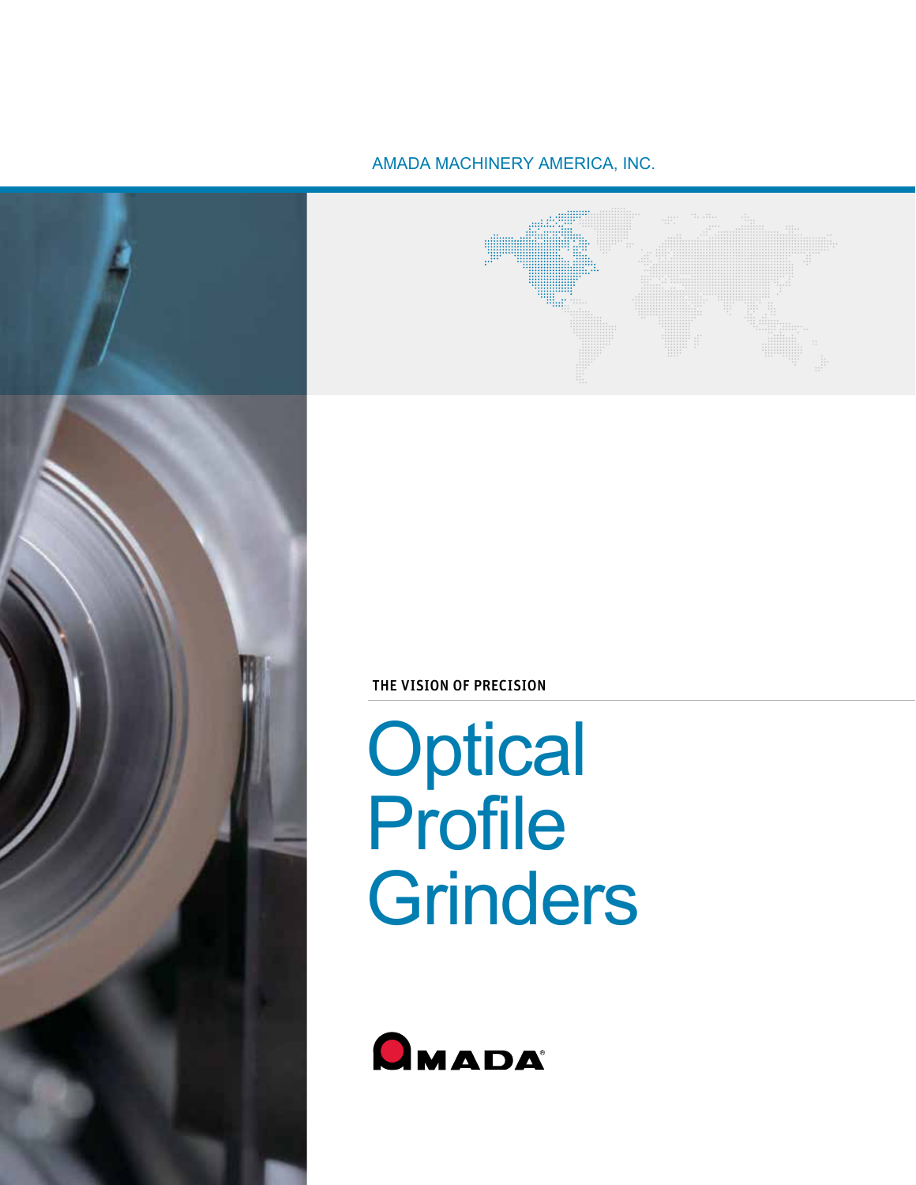AMADA MACHINERY AMERICA, INC.

THE VISION OF PRECISION

# Optical Profile Grinders

AMADA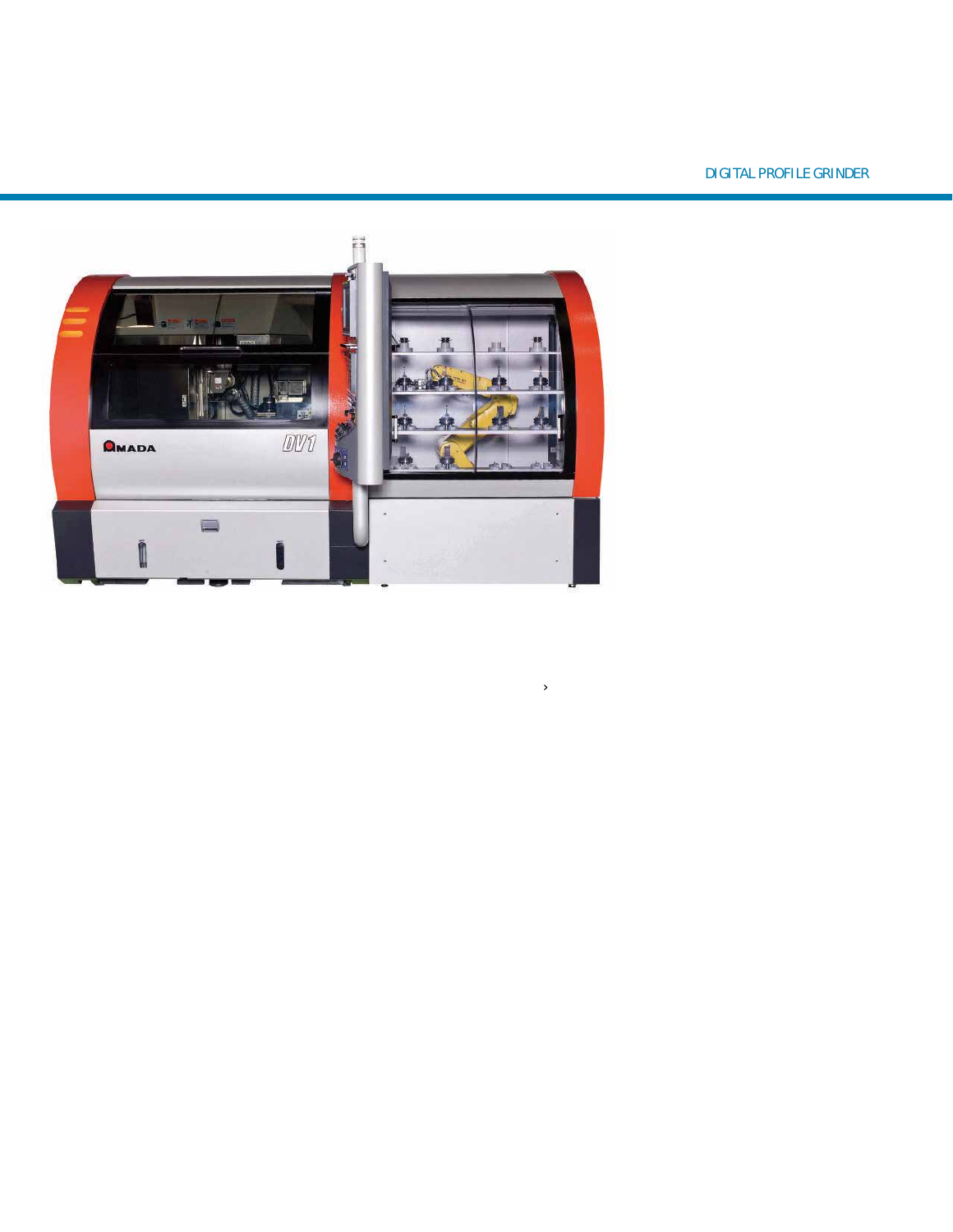DIGITAL PROFILE GRINDER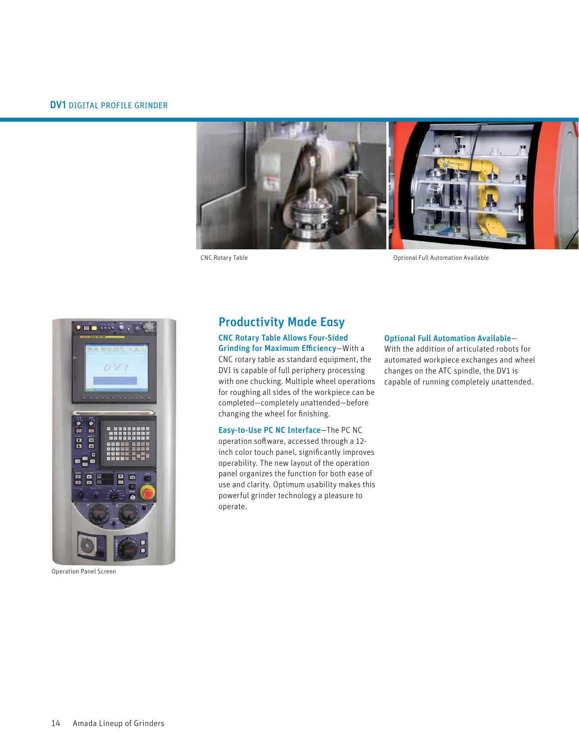CNC Rotary Table

Optional Full Automation Available

Operation Panel Screen

## Productivity Made Easy

**CNC Rotary Table Allows Four-Sided Grinding for Maximum Efficiency**—With a CNC rotary table as standard equipment, the DVI is capable of full periphery processing with one chucking. Multiple wheel operations for roughing all sides of the workpiece can be completed—completely unattended—before changing the wheel for finishing.

**Easy-to-Use PC NC Interface**—The PC NC operation software, accessed through a 12-inch color touch panel, significantly improves operability. The new layout of the operation panel organizes the function for both ease of use and clarity. Optimum usability makes this powerful grinder technology a pleasure to operate.

**Optional Full Automation Available**—With the addition of articulated robots for automated workpiece exchanges and wheel changes on the ATC spindle, the DV1 is capable of running completely unattended.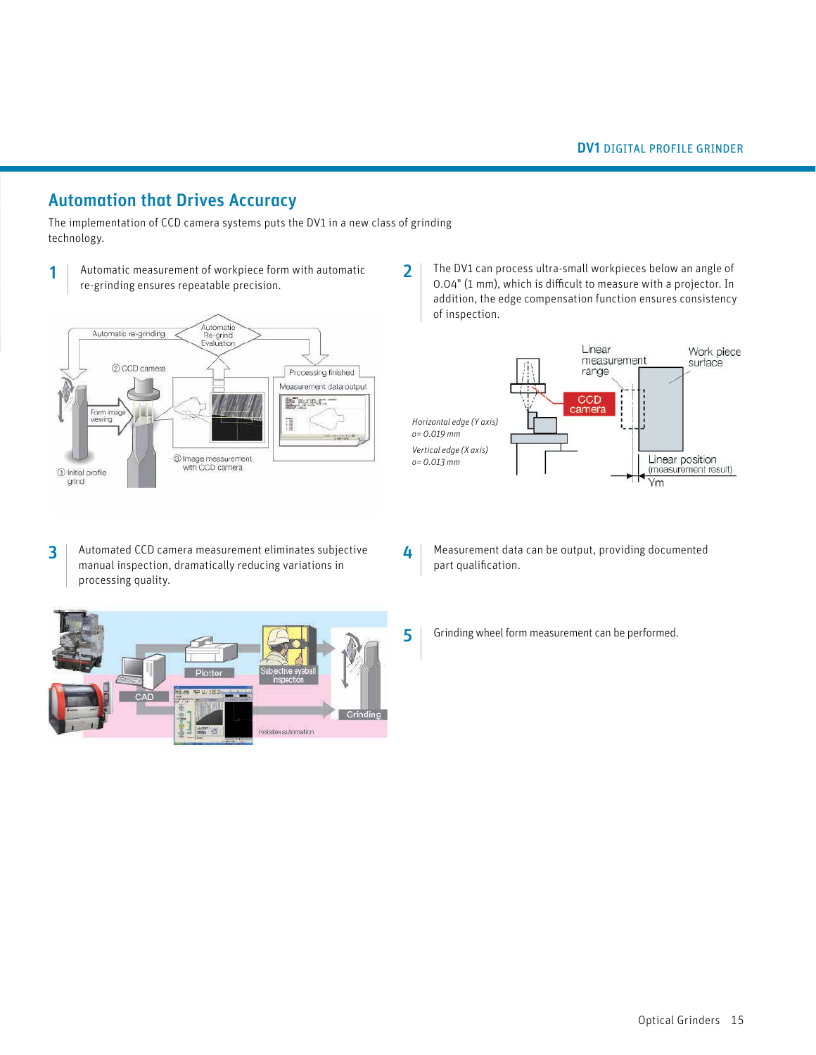## Automation that Drives Accuracy

The implementation of CCD camera systems puts the DV1 in a new class of grinding technology.

**1** Automatic measurement of workpiece form with automatic re-grinding ensures repeatable precision.

**2** The DV1 can process ultra-small workpieces below an angle of 0.04" (1 mm), which is difficult to measure with a projector. In addition, the edge compensation function ensures consistency of inspection.

*Horizontal edge (Y axis)*
*σ= 0.019 mm*
*Vertical edge (X axis)*
*σ= 0.013 mm*

**3** Automated CCD camera measurement eliminates subjective manual inspection, dramatically reducing variations in processing quality.

**4** Measurement data can be output, providing documented part qualification.

**5** Grinding wheel form measurement can be performed.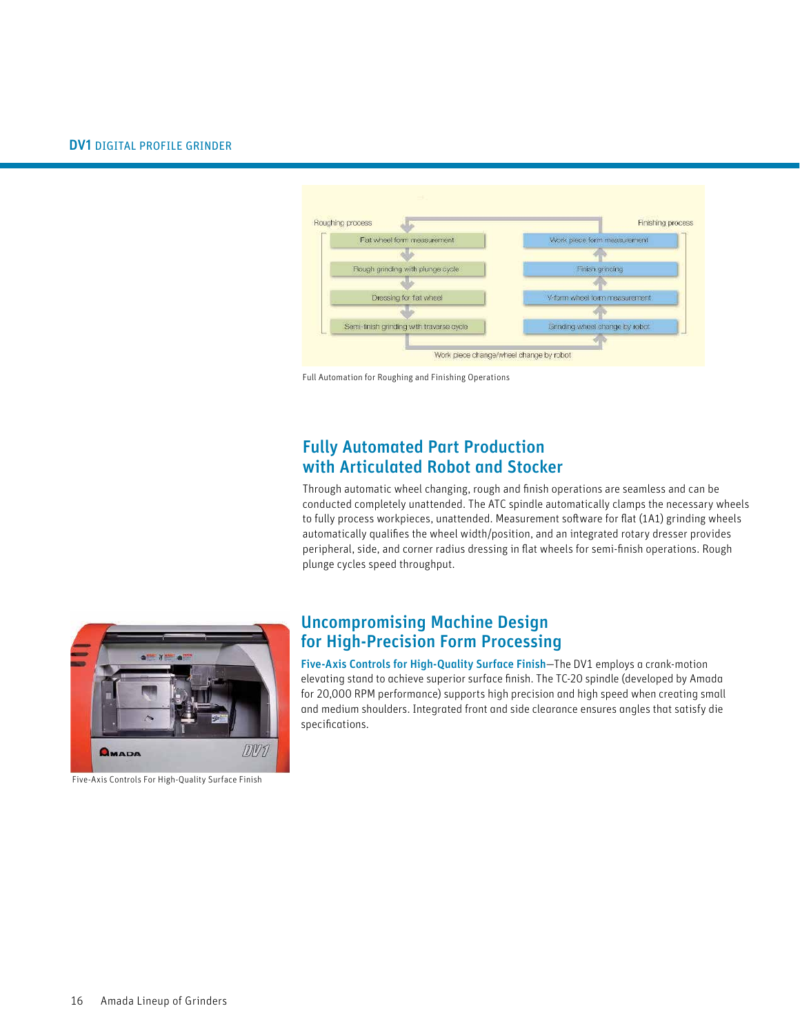Roughing process

- Flat wheel form measurement
- Rough grinding with plunge cycle
- Dressing for flat wheel
- Semi-finish grinding with traverse cycle

Finishing process

- Grinding wheel change by robot
- V-form wheel form measurement
- Finish grinding
- Work piece form measurement

Work piece change/wheel change by robot

Full Automation for Roughing and Finishing Operations

## Fully Automated Part Production with Articulated Robot and Stocker

Through automatic wheel changing, rough and finish operations are seamless and can be conducted completely unattended. The ATC spindle automatically clamps the necessary wheels to fully process workpieces, unattended. Measurement software for flat (1A1) grinding wheels automatically qualifies the wheel width/position, and an integrated rotary dresser provides peripheral, side, and corner radius dressing in flat wheels for semi-finish operations. Rough plunge cycles speed throughput.

## Uncompromising Machine Design for High-Precision Form Processing

**Five-Axis Controls for High-Quality Surface Finish**—The DV1 employs a crank-motion elevating stand to achieve superior surface finish. The TC-20 spindle (developed by Amada for 20,000 RPM performance) supports high precision and high speed when creating small and medium shoulders. Integrated front and side clearance ensures angles that satisfy die specifications.

Five-Axis Controls For High-Quality Surface Finish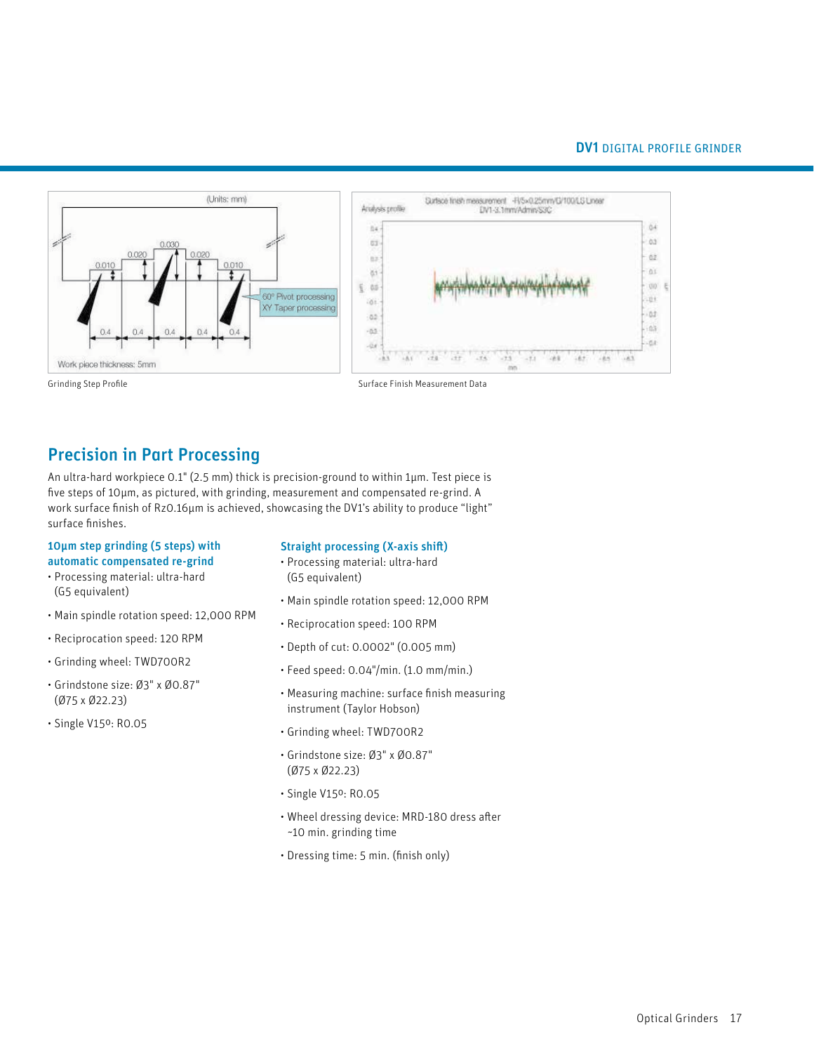Grinding Step Profile

Surface Finish Measurement Data

## Precision in Part Processing

An ultra-hard workpiece 0.1" (2.5 mm) thick is precision-ground to within 1µm. Test piece is five steps of 10µm, as pictured, with grinding, measurement and compensated re-grind. A work surface finish of Rz0.16µm is achieved, showcasing the DV1's ability to produce "light" surface finishes.

### 10µm step grinding (5 steps) with automatic compensated re-grind

- Processing material: ultra-hard (G5 equivalent)
- Main spindle rotation speed: 12,000 RPM
- Reciprocation speed: 120 RPM
- Grinding wheel: TWD700R2
- Grindstone size: Ø3" x Ø0.87" (Ø75 x Ø22.23)
- Single V15º: R0.05

### Straight processing (X-axis shift)

- Processing material: ultra-hard (G5 equivalent)
- Main spindle rotation speed: 12,000 RPM
- Reciprocation speed: 100 RPM
- Depth of cut: 0.0002" (0.005 mm)
- Feed speed: 0.04"/min. (1.0 mm/min.)
- Measuring machine: surface finish measuring instrument (Taylor Hobson)
- Grinding wheel: TWD700R2
- Grindstone size: Ø3" x Ø0.87" (Ø75 x Ø22.23)
- Single V15º: R0.05
- Wheel dressing device: MRD-180 dress after ~10 min. grinding time
- Dressing time: 5 min. (finish only)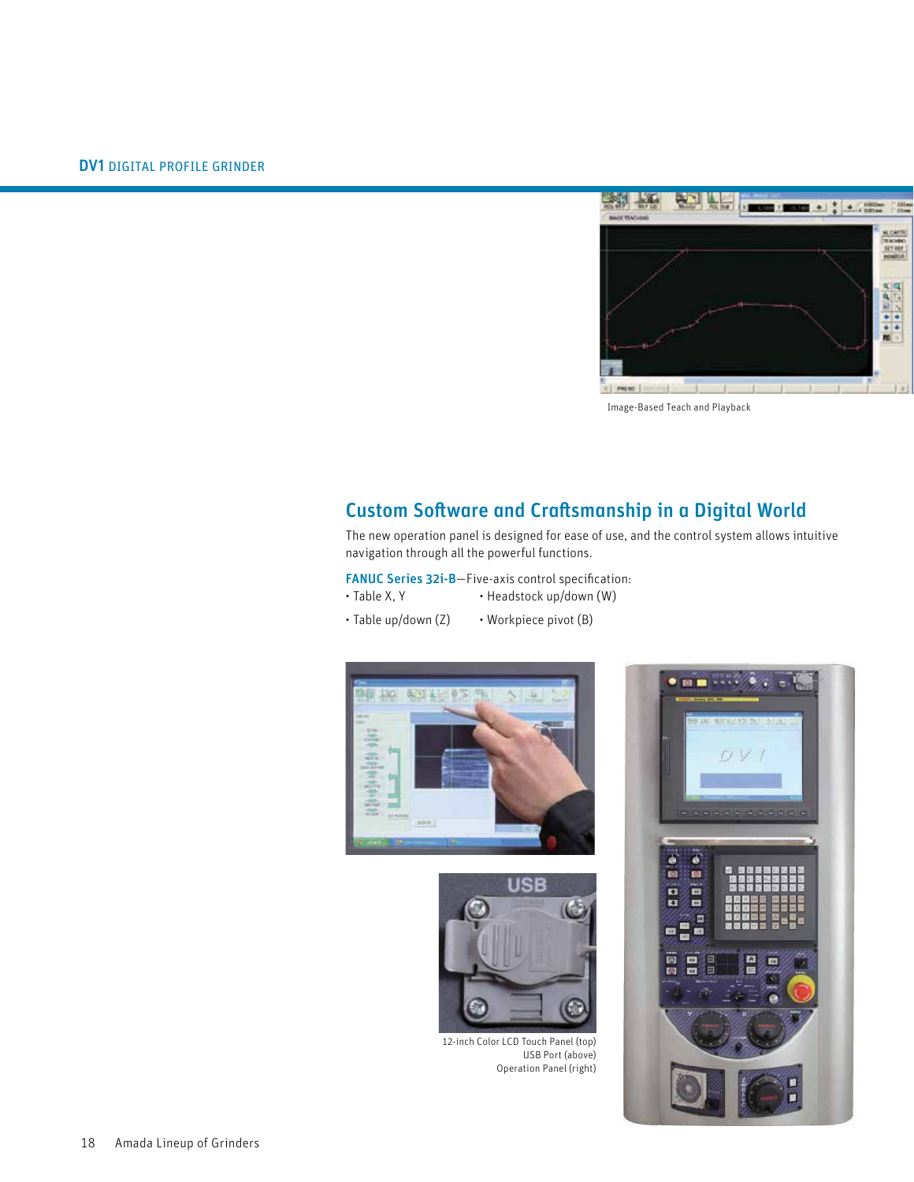Image-Based Teach and Playback

## Custom Software and Craftsmanship in a Digital World

The new operation panel is designed for ease of use, and the control system allows intuitive navigation through all the powerful functions.

**FANUC Series 32i-B**—Five-axis control specification:

- Table X, Y
- Headstock up/down (W)
- Table up/down (Z)
- Workpiece pivot (B)

12-inch Color LCD Touch Panel (top)
USB Port (above)
Operation Panel (right)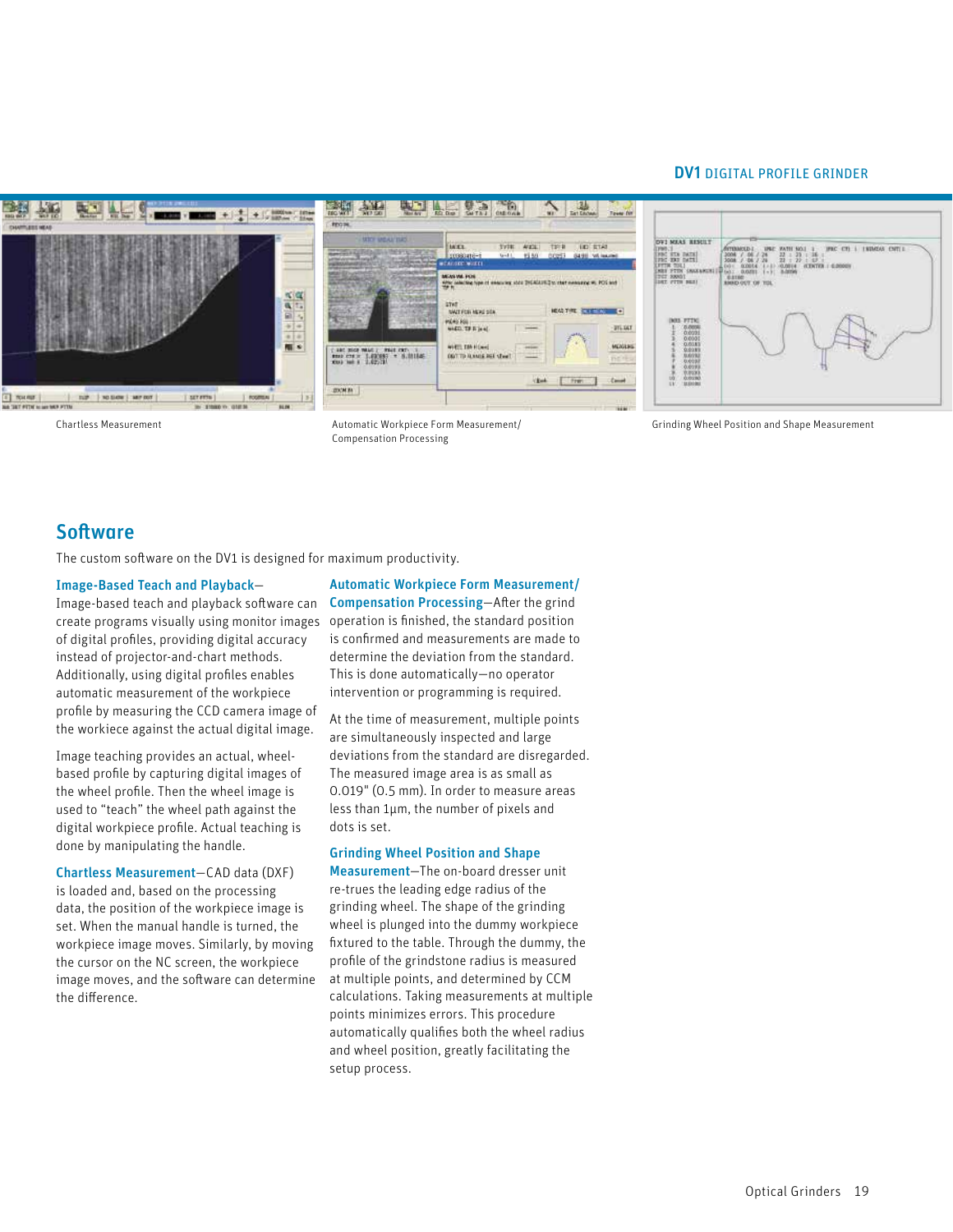Chartless Measurement

Automatic Workpiece Form Measurement/ Compensation Processing

Grinding Wheel Position and Shape Measurement

## Software

The custom software on the DV1 is designed for maximum productivity.

**Image-Based Teach and Playback**—Image-based teach and playback software can create programs visually using monitor images of digital profiles, providing digital accuracy instead of projector-and-chart methods. Additionally, using digital profiles enables automatic measurement of the workpiece profile by measuring the CCD camera image of the workiece against the actual digital image.

Image teaching provides an actual, wheel-based profile by capturing digital images of the wheel profile. Then the wheel image is used to "teach" the wheel path against the digital workpiece profile. Actual teaching is done by manipulating the handle.

**Chartless Measurement**—CAD data (DXF) is loaded and, based on the processing data, the position of the workpiece image is set. When the manual handle is turned, the workpiece image moves. Similarly, by moving the cursor on the NC screen, the workpiece image moves, and the software can determine the difference.

**Automatic Workpiece Form Measurement/ Compensation Processing**—After the grind operation is finished, the standard position is confirmed and measurements are made to determine the deviation from the standard. This is done automatically—no operator intervention or programming is required.

At the time of measurement, multiple points are simultaneously inspected and large deviations from the standard are disregarded. The measured image area is as small as 0.019" (0.5 mm). In order to measure areas less than 1µm, the number of pixels and dots is set.

**Grinding Wheel Position and Shape Measurement**—The on-board dresser unit re-trues the leading edge radius of the grinding wheel. The shape of the grinding wheel is plunged into the dummy workpiece fixtured to the table. Through the dummy, the profile of the grindstone radius is measured at multiple points, and determined by CCM calculations. Taking measurements at multiple points minimizes errors. This procedure automatically qualifies both the wheel radius and wheel position, greatly facilitating the setup process.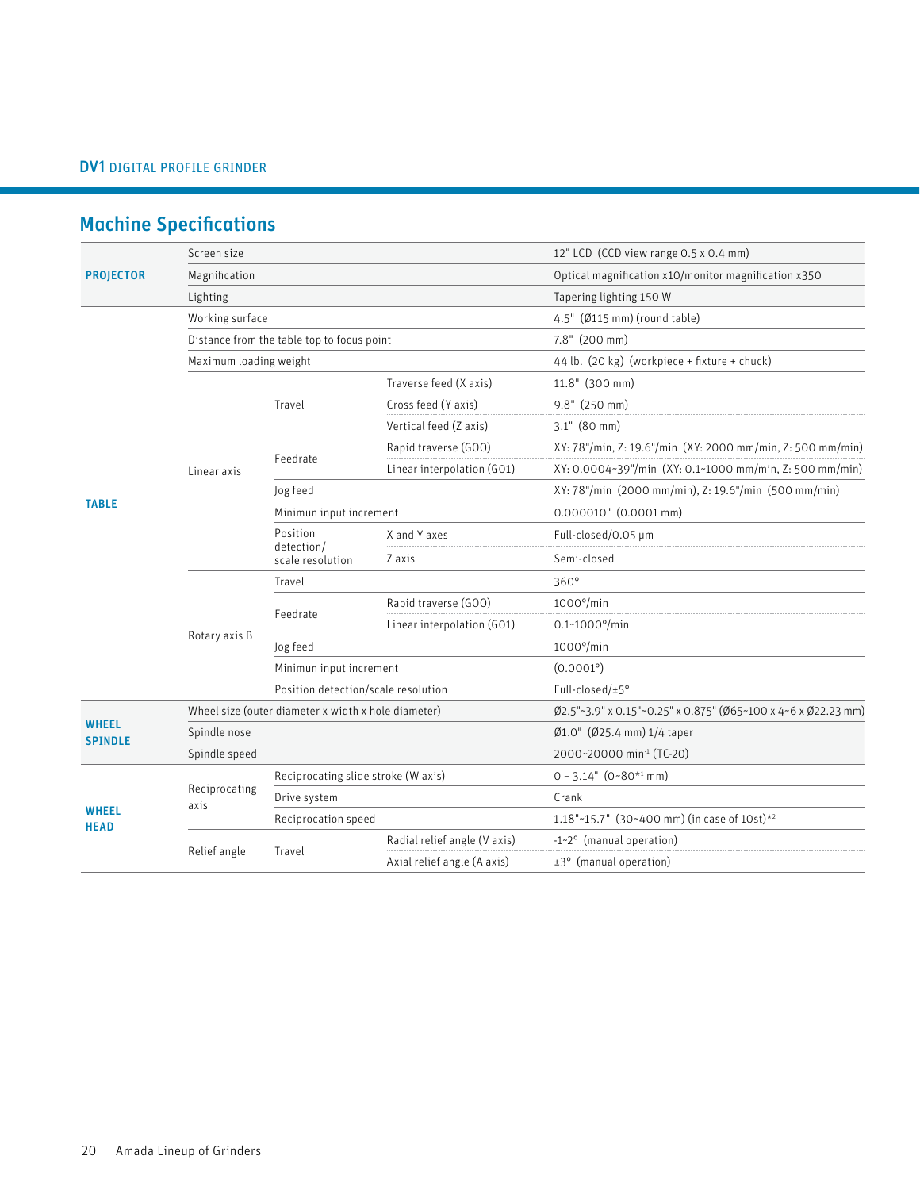**DV1** DIGITAL PROFILE GRINDER

## Machine Specifications

| | | | | |
|---|---|---|---|---|
| PROJECTOR | Screen size | | | 12" LCD (CCD view range 0.5 x 0.4 mm) |
| | Magnification | | | Optical magnification x10/monitor magnification x350 |
| | Lighting | | | Tapering lighting 150 W |
| TABLE | Working surface | | | 4.5" (Ø115 mm) (round table) |
| | Distance from the table top to focus point | | | 7.8" (200 mm) |
| | Maximum loading weight | | | 44 lb. (20 kg) (workpiece + fixture + chuck) |
| | Linear axis | Travel | Traverse feed (X axis) | 11.8" (300 mm) |
| | | | Cross feed (Y axis) | 9.8" (250 mm) |
| | | | Vertical feed (Z axis) | 3.1" (80 mm) |
| | | Feedrate | Rapid traverse (G00) | XY: 78"/min, Z: 19.6"/min (XY: 2000 mm/min, Z: 500 mm/min) |
| | | | Linear interpolation (G01) | XY: 0.0004~39"/min (XY: 0.1~1000 mm/min, Z: 500 mm/min) |
| | | Jog feed | | XY: 78"/min (2000 mm/min), Z: 19.6"/min (500 mm/min) |
| | | Minimun input increment | | 0.000010" (0.0001 mm) |
| | | Position detection/ scale resolution | X and Y axes | Full-closed/0.05 μm |
| | | | Z axis | Semi-closed |
| | Rotary axis B | Travel | | 360° |
| | | Feedrate | Rapid traverse (G00) | 1000°/min |
| | | | Linear interpolation (G01) | 0.1~1000°/min |
| | | Jog feed | | 1000°/min |
| | | Minimun input increment | | (0.0001°) |
| | | Position detection/scale resolution | | Full-closed/±5° |
| WHEEL SPINDLE | Wheel size (outer diameter x width x hole diameter) | | | Ø2.5"~3.9" x 0.15"~0.25" x 0.875" (Ø65~100 x 4~6 x Ø22.23 mm) |
| | Spindle nose | | | Ø1.0" (Ø25.4 mm) 1/4 taper |
| | Spindle speed | | | 2000~20000 min$^{-1}$ (TC-20) |
| WHEEL HEAD | Reciprocating axis | Reciprocating slide stroke (W axis) | | 0 – 3.14" (0~80*[1] mm) |
| | | Drive system | | Crank |
| | | Reciprocation speed | | 1.18"~15.7" (30~400 mm) (in case of 10st)*[2] |
| | Relief angle | Travel | Radial relief angle (V axis) | -1~2° (manual operation) |
| | | | Axial relief angle (A axis) | ±3° (manual operation) |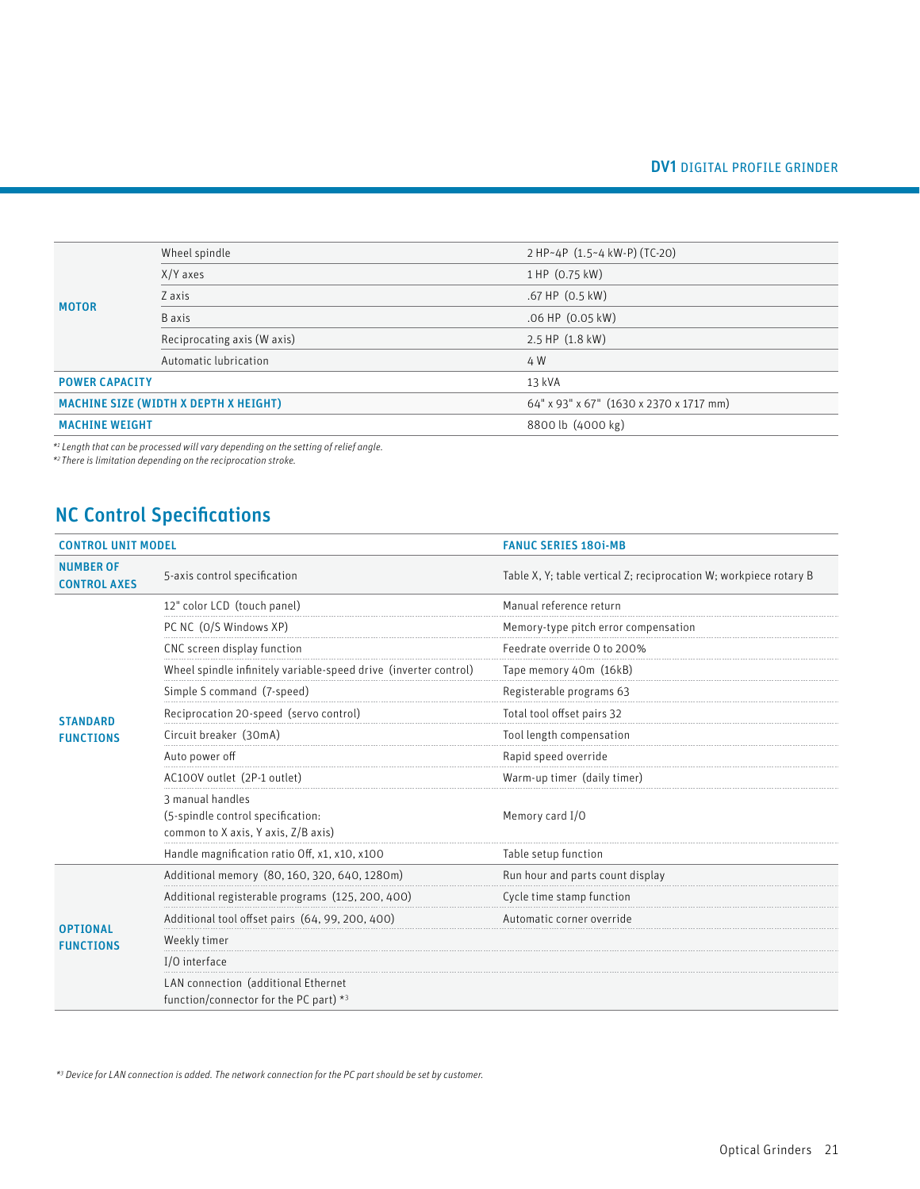| | | |
|---|---|---|
| **MOTOR** | Wheel spindle | 2 HP~4P (1.5~4 kW-P) (TC-20) |
| | X/Y axes | 1 HP (0.75 kW) |
| | Z axis | .67 HP (0.5 kW) |
| | B axis | .06 HP (0.05 kW) |
| | Reciprocating axis (W axis) | 2.5 HP (1.8 kW) |
| | Automatic lubrication | 4 W |
| **POWER CAPACITY** | | 13 kVA |
| **MACHINE SIZE (WIDTH X DEPTH X HEIGHT)** | | 64" x 93" x 67" (1630 x 2370 x 1717 mm) |
| **MACHINE WEIGHT** | | 8800 lb (4000 kg) |

*[1] Length that can be processed will vary depending on the setting of relief angle.*
*[2] There is limitation depending on the reciprocation stroke.*

## NC Control Specifications

| **CONTROL UNIT MODEL** | | **FANUC SERIES 180i-MB** |
|---|---|---|
| **NUMBER OF CONTROL AXES** | 5-axis control specification | Table X, Y; table vertical Z; reciprocation W; workpiece rotary B |
| **STANDARD FUNCTIONS** | 12" color LCD (touch panel) | Manual reference return |
| | PC NC (O/S Windows XP) | Memory-type pitch error compensation |
| | CNC screen display function | Feedrate override 0 to 200% |
| | Wheel spindle infinitely variable-speed drive (inverter control) | Tape memory 40m (16kB) |
| | Simple S command (7-speed) | Registerable programs 63 |
| | Reciprocation 20-speed (servo control) | Total tool offset pairs 32 |
| | Circuit breaker (30mA) | Tool length compensation |
| | Auto power off | Rapid speed override |
| | AC100V outlet (2P-1 outlet) | Warm-up timer (daily timer) |
| | 3 manual handles (5-spindle control specification: common to X axis, Y axis, Z/B axis) | Memory card I/O |
| | Handle magnification ratio Off, x1, x10, x100 | Table setup function |
| **OPTIONAL FUNCTIONS** | Additional memory (80, 160, 320, 640, 1280m) | Run hour and parts count display |
| | Additional registerable programs (125, 200, 400) | Cycle time stamp function |
| | Additional tool offset pairs (64, 99, 200, 400) | Automatic corner override |
| | Weekly timer | |
| | I/O interface | |
| | LAN connection (additional Ethernet function/connector for the PC part) *[3] | |

*[3] Device for LAN connection is added. The network connection for the PC part should be set by customer.*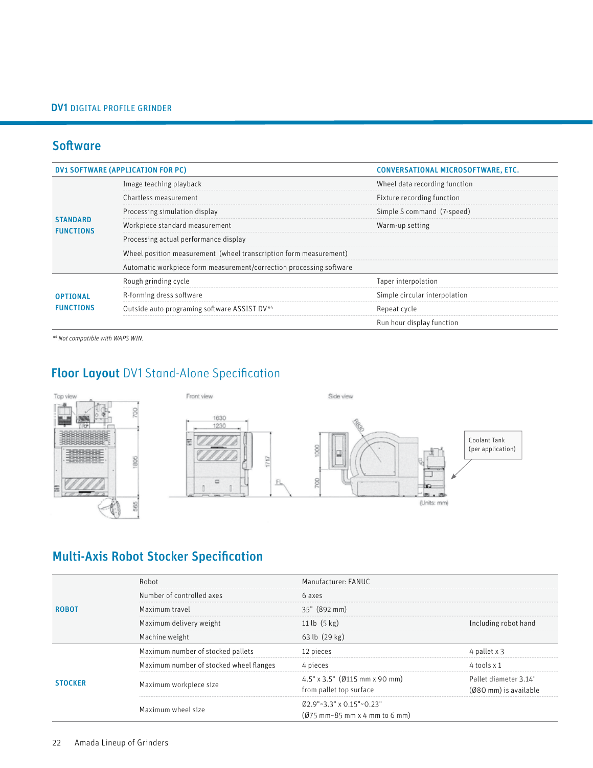## Software

| | DV1 SOFTWARE (APPLICATION FOR PC) | CONVERSATIONAL MICROSOFTWARE, ETC. |
|---|---|---|
| **STANDARD FUNCTIONS** | Image teaching playback | Wheel data recording function |
| | Chartless measurement | Fixture recording function |
| | Processing simulation display | Simple S command (7-speed) |
| | Workpiece standard measurement | Warm-up setting |
| | Processing actual performance display | |
| | Wheel position measurement (wheel transcription form measurement) | |
| | Automatic workpiece form measurement/correction processing software | |
| **OPTIONAL FUNCTIONS** | Rough grinding cycle | Taper interpolation |
| | R-forming dress software | Simple circular interpolation |
| | Outside auto programing software ASSIST DV*4 | Repeat cycle |
| | | Run hour display function |

*4 *Not compatible with WAPS WIN.*

## Floor Layout DV1 Stand-Alone Specification

Top view

700
1805
565

Front view

1630
1230
1717
FL

Side view

R830
1000
700

Coolant Tank (per application)

(Units: mm)

## Multi-Axis Robot Stocker Specification

| | | | |
|---|---|---|---|
| **ROBOT** | Robot | Manufacturer: FANUC | |
| | Number of controlled axes | 6 axes | |
| | Maximum travel | 35" (892 mm) | |
| | Maximum delivery weight | 11 lb (5 kg) | Including robot hand |
| | Machine weight | 63 lb (29 kg) | |
| **STOCKER** | Maximum number of stocked pallets | 12 pieces | 4 pallet x 3 |
| | Maximum number of stocked wheel flanges | 4 pieces | 4 tools x 1 |
| | Maximum workpiece size | 4.5" x 3.5" (Ø115 mm x 90 mm) from pallet top surface | Pallet diameter 3.14" (Ø80 mm) is available |
| | Maximum wheel size | Ø2.9"~3.3" x 0.15"~0.23" (Ø75 mm~85 mm x 4 mm to 6 mm) | |